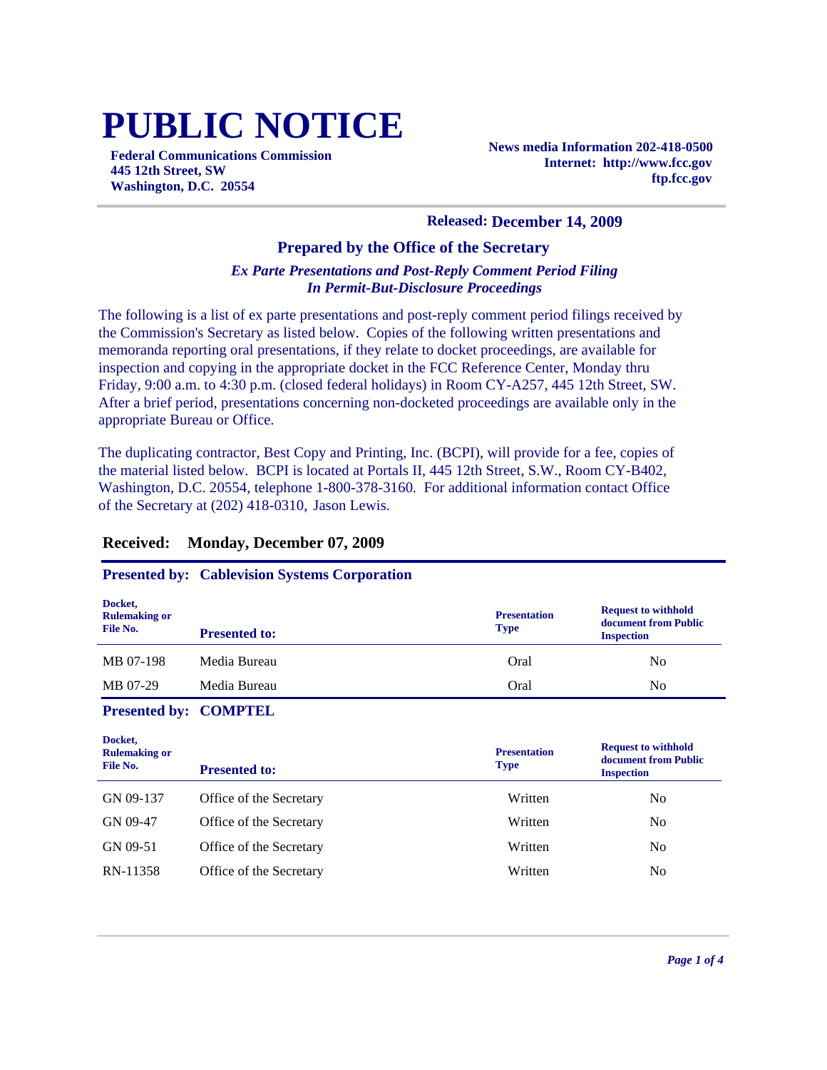# PUBLIC NOTICE

**Federal Communications Commission**
**445 12th Street, SW**
**Washington, D.C. 20554**

**News media Information 202-418-0500**
**Internet: http://www.fcc.gov**
**ftp.fcc.gov**

**Released: December 14, 2009**

### Prepared by the Office of the Secretary

***Ex Parte Presentations and Post-Reply Comment Period Filing In Permit-But-Disclosure Proceedings***

The following is a list of ex parte presentations and post-reply comment period filings received by the Commission's Secretary as listed below. Copies of the following written presentations and memoranda reporting oral presentations, if they relate to docket proceedings, are available for inspection and copying in the appropriate docket in the FCC Reference Center, Monday thru Friday, 9:00 a.m. to 4:30 p.m. (closed federal holidays) in Room CY-A257, 445 12th Street, SW. After a brief period, presentations concerning non-docketed proceedings are available only in the appropriate Bureau or Office.

The duplicating contractor, Best Copy and Printing, Inc. (BCPI), will provide for a fee, copies of the material listed below. BCPI is located at Portals II, 445 12th Street, S.W., Room CY-B402, Washington, D.C. 20554, telephone 1-800-378-3160. For additional information contact Office of the Secretary at (202) 418-0310, Jason Lewis.

## Received: Monday, December 07, 2009

**Presented by: Cablevision Systems Corporation**

| Docket, Rulemaking or File No. | Presented to: | Presentation Type | Request to withhold document from Public Inspection |
|---|---|---|---|
| MB 07-198 | Media Bureau | Oral | No |
| MB 07-29 | Media Bureau | Oral | No |

**Presented by: COMPTEL**

| Docket, Rulemaking or File No. | Presented to: | Presentation Type | Request to withhold document from Public Inspection |
|---|---|---|---|
| GN 09-137 | Office of the Secretary | Written | No |
| GN 09-47 | Office of the Secretary | Written | No |
| GN 09-51 | Office of the Secretary | Written | No |
| RN-11358 | Office of the Secretary | Written | No |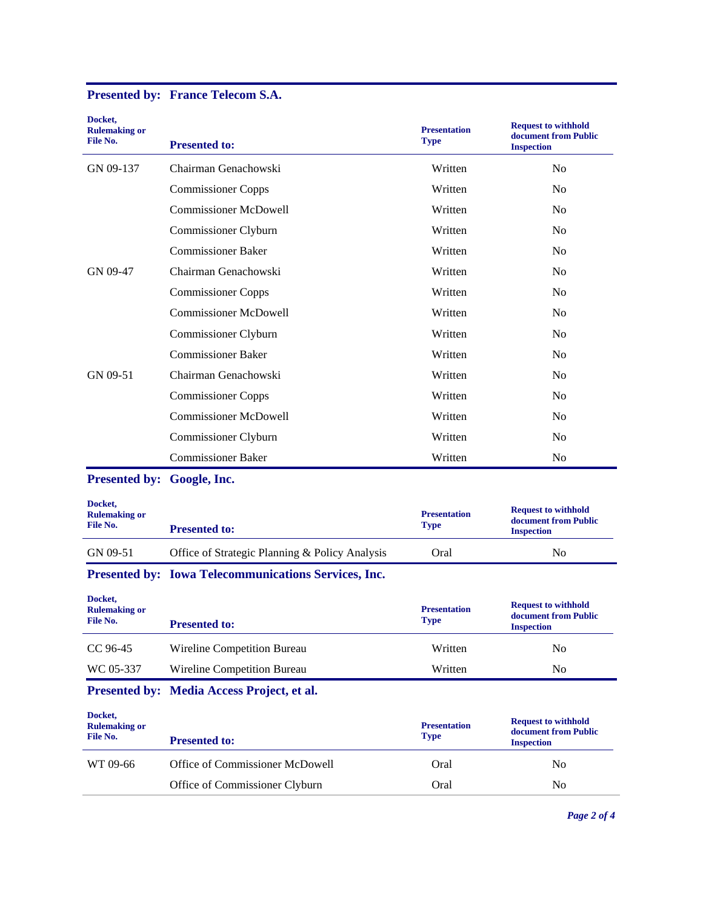**Presented by: France Telecom S.A.**

| Docket, Rulemaking or File No. | Presented to: | Presentation Type | Request to withhold document from Public Inspection |
|---|---|---|---|
| GN 09-137 | Chairman Genachowski | Written | No |
| | Commissioner Copps | Written | No |
| | Commissioner McDowell | Written | No |
| | Commissioner Clyburn | Written | No |
| | Commissioner Baker | Written | No |
| GN 09-47 | Chairman Genachowski | Written | No |
| | Commissioner Copps | Written | No |
| | Commissioner McDowell | Written | No |
| | Commissioner Clyburn | Written | No |
| | Commissioner Baker | Written | No |
| GN 09-51 | Chairman Genachowski | Written | No |
| | Commissioner Copps | Written | No |
| | Commissioner McDowell | Written | No |
| | Commissioner Clyburn | Written | No |
| | Commissioner Baker | Written | No |

**Presented by: Google, Inc.**

| Docket, Rulemaking or File No. | Presented to: | Presentation Type | Request to withhold document from Public Inspection |
|---|---|---|---|
| GN 09-51 | Office of Strategic Planning & Policy Analysis | Oral | No |

**Presented by: Iowa Telecommunications Services, Inc.**

| Docket, Rulemaking or File No. | Presented to: | Presentation Type | Request to withhold document from Public Inspection |
|---|---|---|---|
| CC 96-45 | Wireline Competition Bureau | Written | No |
| WC 05-337 | Wireline Competition Bureau | Written | No |

**Presented by: Media Access Project, et al.**

| Docket, Rulemaking or File No. | Presented to: | Presentation Type | Request to withhold document from Public Inspection |
|---|---|---|---|
| WT 09-66 | Office of Commissioner McDowell | Oral | No |
| | Office of Commissioner Clyburn | Oral | No |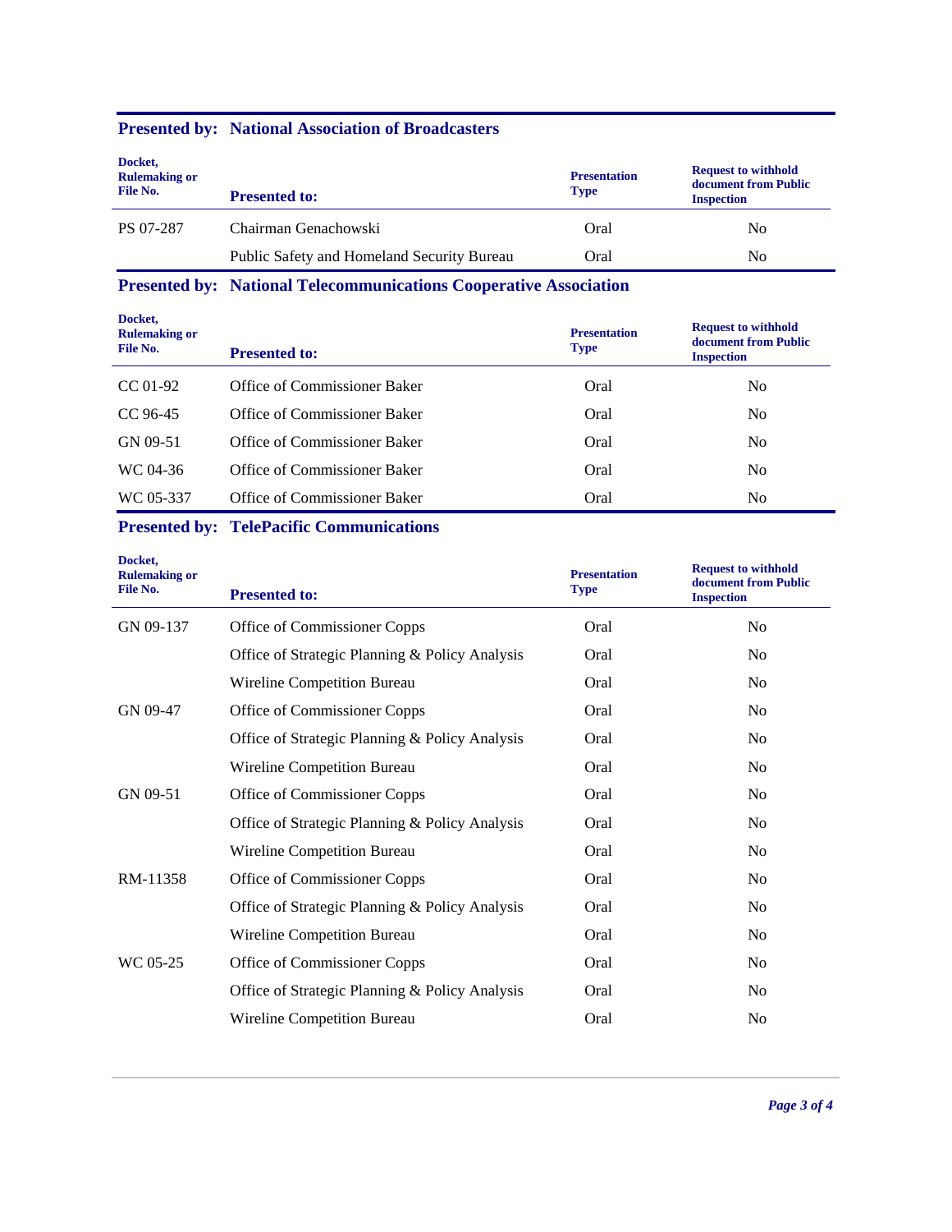**Presented by: National Association of Broadcasters**

| Docket, Rulemaking or File No. | Presented to: | Presentation Type | Request to withhold document from Public Inspection |
|---|---|---|---|
| PS 07-287 | Chairman Genachowski | Oral | No |
| | Public Safety and Homeland Security Bureau | Oral | No |

**Presented by: National Telecommunications Cooperative Association**

| Docket, Rulemaking or File No. | Presented to: | Presentation Type | Request to withhold document from Public Inspection |
|---|---|---|---|
| CC 01-92 | Office of Commissioner Baker | Oral | No |
| CC 96-45 | Office of Commissioner Baker | Oral | No |
| GN 09-51 | Office of Commissioner Baker | Oral | No |
| WC 04-36 | Office of Commissioner Baker | Oral | No |
| WC 05-337 | Office of Commissioner Baker | Oral | No |

**Presented by: TelePacific Communications**

| Docket, Rulemaking or File No. | Presented to: | Presentation Type | Request to withhold document from Public Inspection |
|---|---|---|---|
| GN 09-137 | Office of Commissioner Copps | Oral | No |
| | Office of Strategic Planning & Policy Analysis | Oral | No |
| | Wireline Competition Bureau | Oral | No |
| GN 09-47 | Office of Commissioner Copps | Oral | No |
| | Office of Strategic Planning & Policy Analysis | Oral | No |
| | Wireline Competition Bureau | Oral | No |
| GN 09-51 | Office of Commissioner Copps | Oral | No |
| | Office of Strategic Planning & Policy Analysis | Oral | No |
| | Wireline Competition Bureau | Oral | No |
| RM-11358 | Office of Commissioner Copps | Oral | No |
| | Office of Strategic Planning & Policy Analysis | Oral | No |
| | Wireline Competition Bureau | Oral | No |
| WC 05-25 | Office of Commissioner Copps | Oral | No |
| | Office of Strategic Planning & Policy Analysis | Oral | No |
| | Wireline Competition Bureau | Oral | No |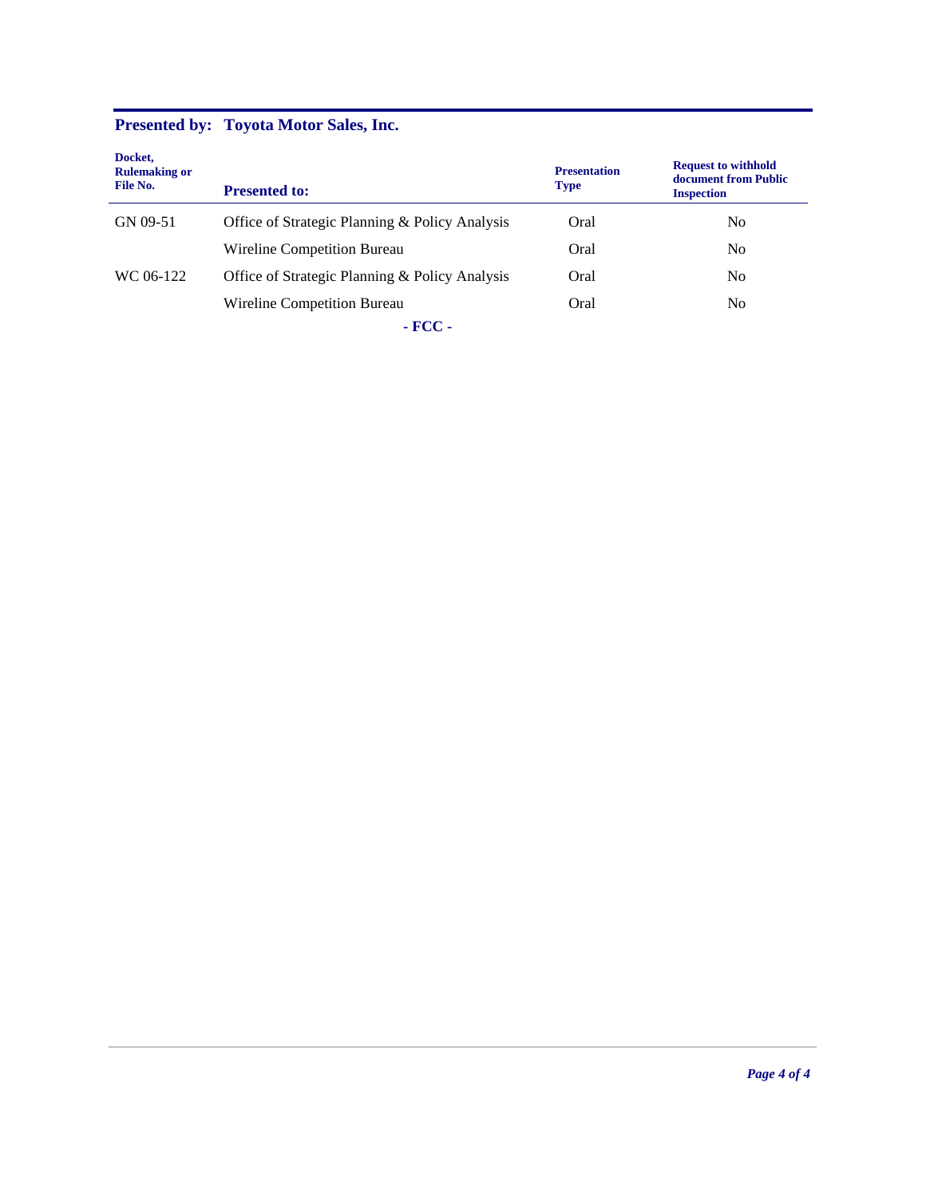**Presented by: Toyota Motor Sales, Inc.**

| Docket, Rulemaking or File No. | Presented to: | Presentation Type | Request to withhold document from Public Inspection |
|---|---|---|---|
| GN 09-51 | Office of Strategic Planning & Policy Analysis | Oral | No |
| | Wireline Competition Bureau | Oral | No |
| WC 06-122 | Office of Strategic Planning & Policy Analysis | Oral | No |
| | Wireline Competition Bureau | Oral | No |

**- FCC -**